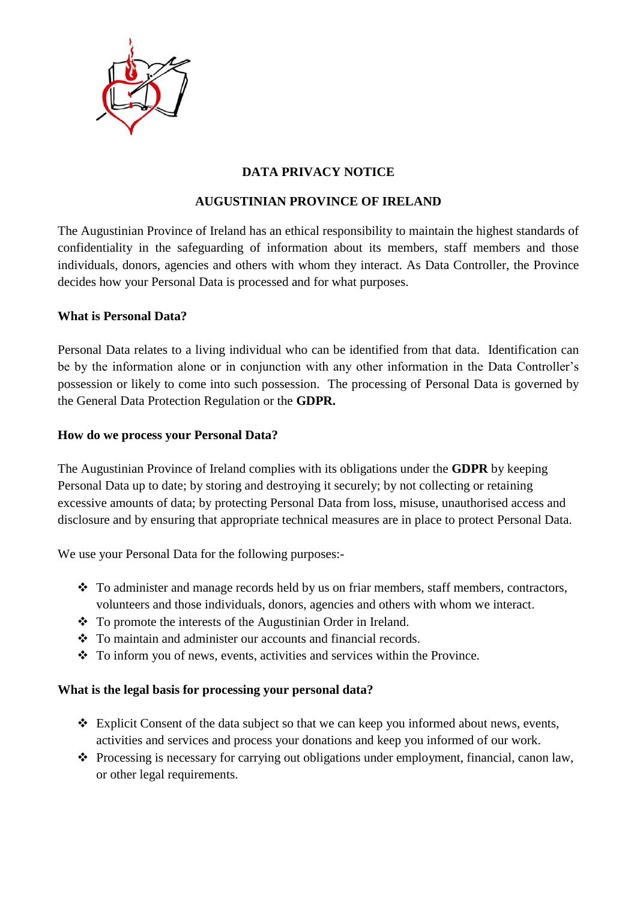# DATA PRIVACY NOTICE

## AUGUSTINIAN PROVINCE OF IRELAND

The Augustinian Province of Ireland has an ethical responsibility to maintain the highest standards of confidentiality in the safeguarding of information about its members, staff members and those individuals, donors, agencies and others with whom they interact. As Data Controller, the Province decides how your Personal Data is processed and for what purposes.

### What is Personal Data?

Personal Data relates to a living individual who can be identified from that data. Identification can be by the information alone or in conjunction with any other information in the Data Controller's possession or likely to come into such possession. The processing of Personal Data is governed by the General Data Protection Regulation or the **GDPR.**

### How do we process your Personal Data?

The Augustinian Province of Ireland complies with its obligations under the **GDPR** by keeping Personal Data up to date; by storing and destroying it securely; by not collecting or retaining excessive amounts of data; by protecting Personal Data from loss, misuse, unauthorised access and disclosure and by ensuring that appropriate technical measures are in place to protect Personal Data.

We use your Personal Data for the following purposes:-

- To administer and manage records held by us on friar members, staff members, contractors, volunteers and those individuals, donors, agencies and others with whom we interact.
- To promote the interests of the Augustinian Order in Ireland.
- To maintain and administer our accounts and financial records.
- To inform you of news, events, activities and services within the Province.

### What is the legal basis for processing your personal data?

- Explicit Consent of the data subject so that we can keep you informed about news, events, activities and services and process your donations and keep you informed of our work.
- Processing is necessary for carrying out obligations under employment, financial, canon law, or other legal requirements.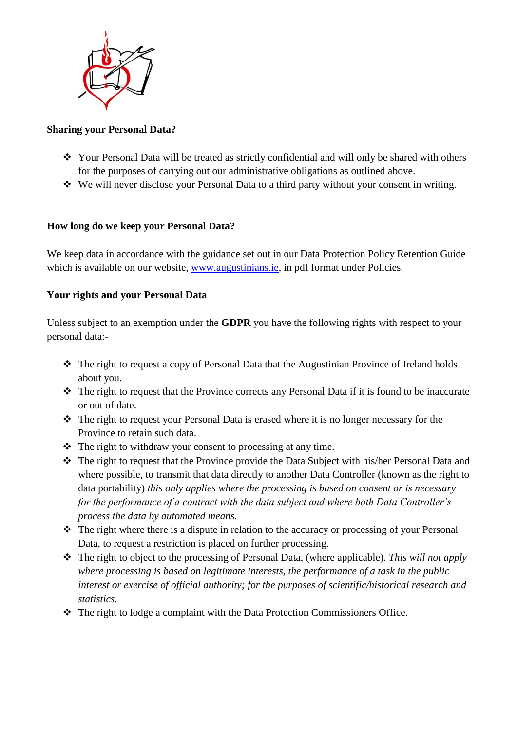**Sharing your Personal Data?**

- Your Personal Data will be treated as strictly confidential and will only be shared with others for the purposes of carrying out our administrative obligations as outlined above.
- We will never disclose your Personal Data to a third party without your consent in writing.

**How long do we keep your Personal Data?**

We keep data in accordance with the guidance set out in our Data Protection Policy Retention Guide which is available on our website, [www.augustinians.ie](http://www.augustinians.ie), in pdf format under Policies.

**Your rights and your Personal Data**

Unless subject to an exemption under the **GDPR** you have the following rights with respect to your personal data:-

- The right to request a copy of Personal Data that the Augustinian Province of Ireland holds about you.
- The right to request that the Province corrects any Personal Data if it is found to be inaccurate or out of date.
- The right to request your Personal Data is erased where it is no longer necessary for the Province to retain such data.
- The right to withdraw your consent to processing at any time.
- The right to request that the Province provide the Data Subject with his/her Personal Data and where possible, to transmit that data directly to another Data Controller (known as the right to data portability) *this only applies where the processing is based on consent or is necessary for the performance of a contract with the data subject and where both Data Controller's process the data by automated means.*
- The right where there is a dispute in relation to the accuracy or processing of your Personal Data, to request a restriction is placed on further processing.
- The right to object to the processing of Personal Data, (where applicable). *This will not apply where processing is based on legitimate interests, the performance of a task in the public interest or exercise of official authority; for the purposes of scientific/historical research and statistics.*
- The right to lodge a complaint with the Data Protection Commissioners Office.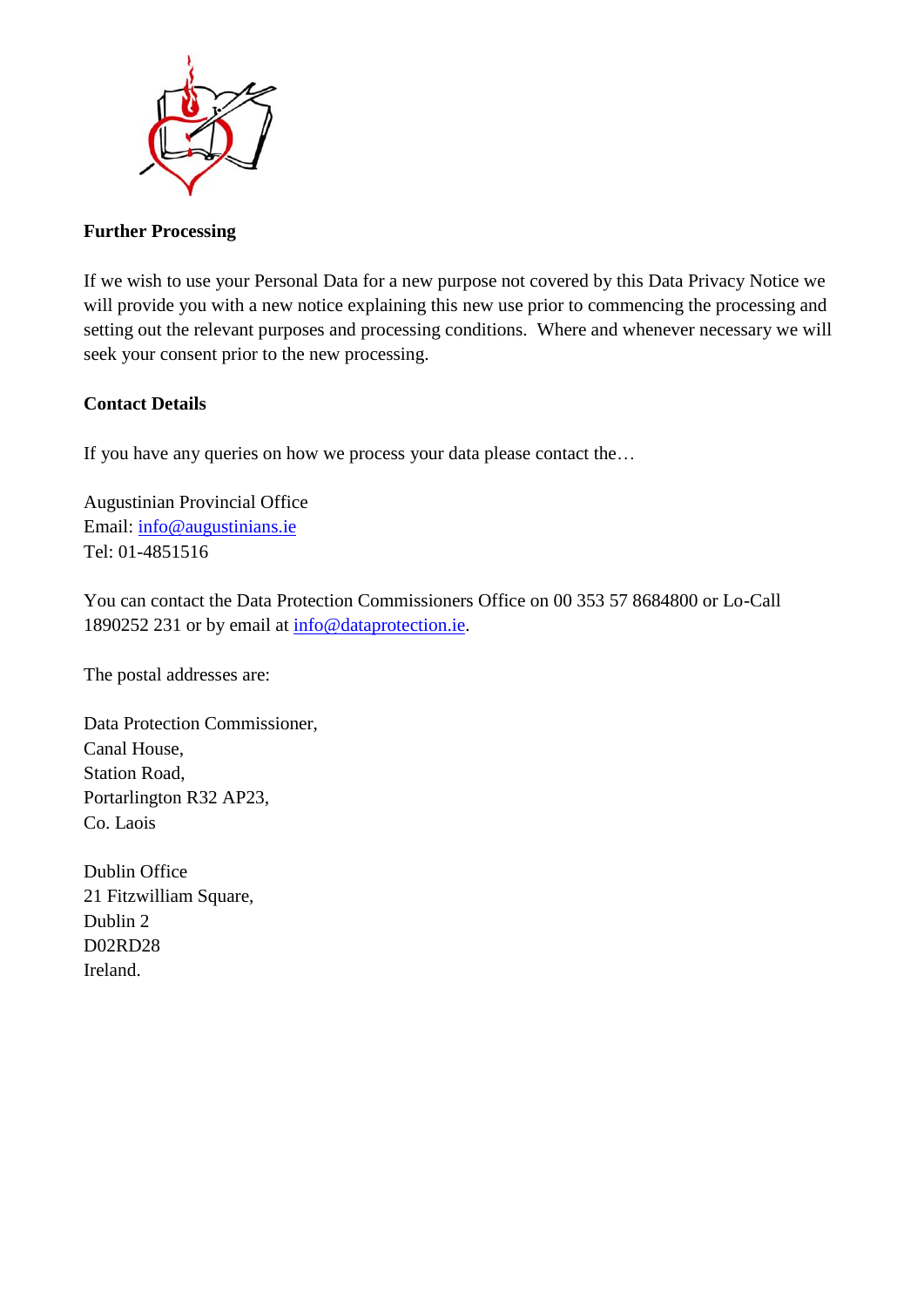**Further Processing**

If we wish to use your Personal Data for a new purpose not covered by this Data Privacy Notice we will provide you with a new notice explaining this new use prior to commencing the processing and setting out the relevant purposes and processing conditions. Where and whenever necessary we will seek your consent prior to the new processing.

**Contact Details**

If you have any queries on how we process your data please contact the…

Augustinian Provincial Office
Email: info@augustinians.ie
Tel: 01-4851516

You can contact the Data Protection Commissioners Office on 00 353 57 8684800 or Lo-Call 1890252 231 or by email at info@dataprotection.ie.

The postal addresses are:

Data Protection Commissioner,
Canal House,
Station Road,
Portarlington R32 AP23,
Co. Laois

Dublin Office
21 Fitzwilliam Square,
Dublin 2
D02RD28
Ireland.